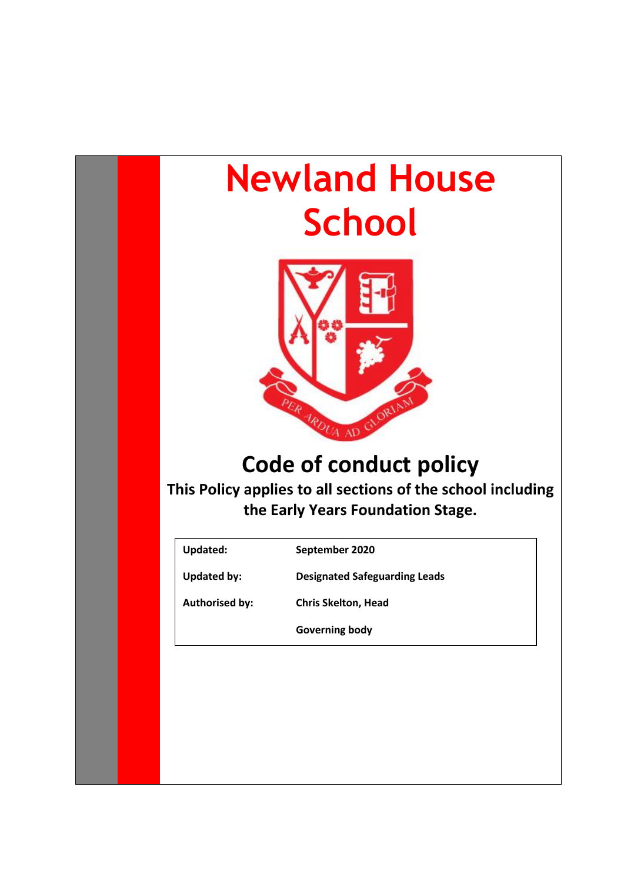# Newland House School

PER ARDUA AD GLORIAM

## Code of conduct policy

**This Policy applies to all sections of the school including the Early Years Foundation Stage.**

| | |
|---|---|
| **Updated:** | **September 2020** |
| **Updated by:** | **Designated Safeguarding Leads** |
| **Authorised by:** | **Chris Skelton, Head** |
| | **Governing body** |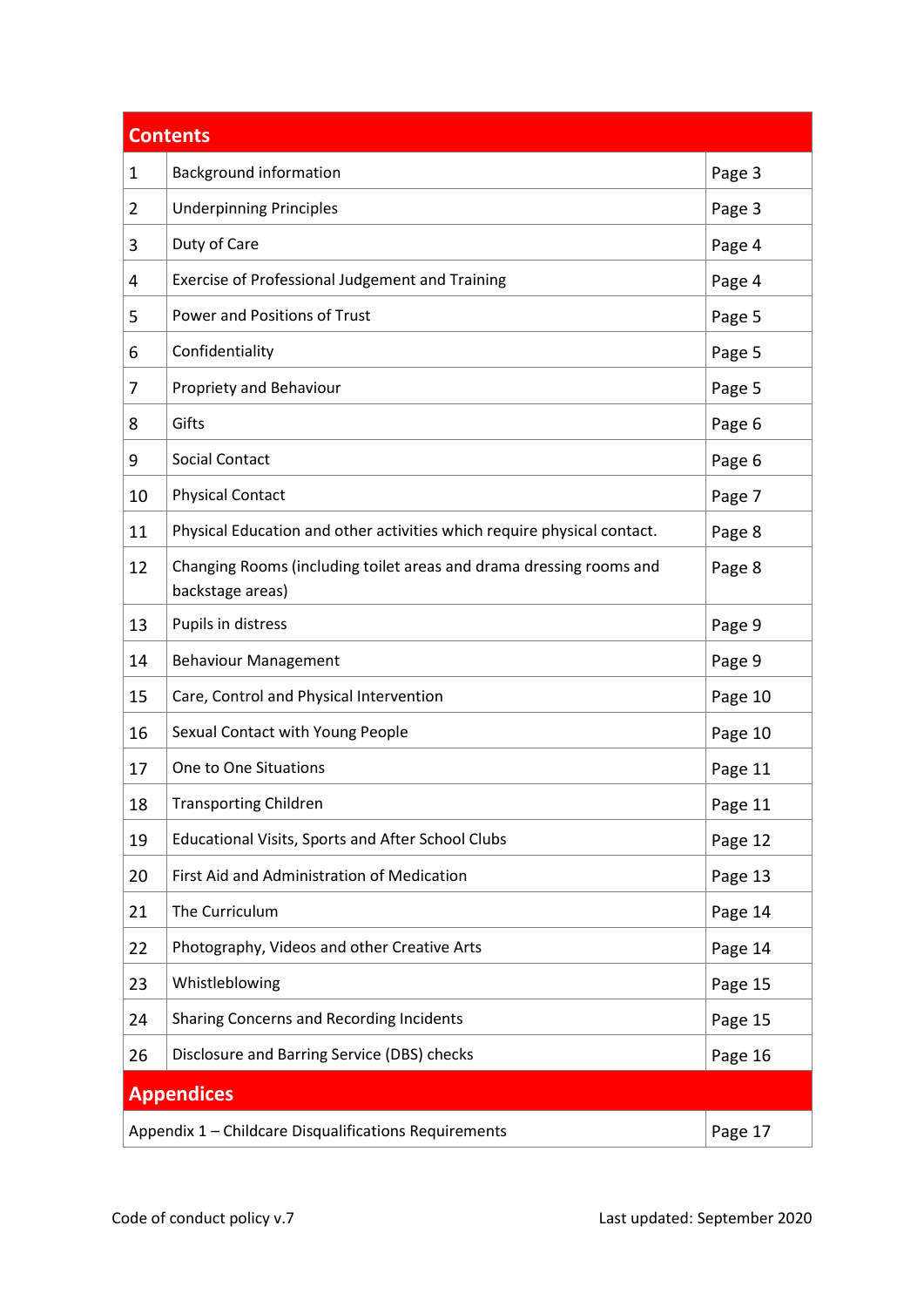| Contents | | |
|---|---|---|
| 1 | Background information | Page 3 |
| 2 | Underpinning Principles | Page 3 |
| 3 | Duty of Care | Page 4 |
| 4 | Exercise of Professional Judgement and Training | Page 4 |
| 5 | Power and Positions of Trust | Page 5 |
| 6 | Confidentiality | Page 5 |
| 7 | Propriety and Behaviour | Page 5 |
| 8 | Gifts | Page 6 |
| 9 | Social Contact | Page 6 |
| 10 | Physical Contact | Page 7 |
| 11 | Physical Education and other activities which require physical contact. | Page 8 |
| 12 | Changing Rooms (including toilet areas and drama dressing rooms and backstage areas) | Page 8 |
| 13 | Pupils in distress | Page 9 |
| 14 | Behaviour Management | Page 9 |
| 15 | Care, Control and Physical Intervention | Page 10 |
| 16 | Sexual Contact with Young People | Page 10 |
| 17 | One to One Situations | Page 11 |
| 18 | Transporting Children | Page 11 |
| 19 | Educational Visits, Sports and After School Clubs | Page 12 |
| 20 | First Aid and Administration of Medication | Page 13 |
| 21 | The Curriculum | Page 14 |
| 22 | Photography, Videos and other Creative Arts | Page 14 |
| 23 | Whistleblowing | Page 15 |
| 24 | Sharing Concerns and Recording Incidents | Page 15 |
| 26 | Disclosure and Barring Service (DBS) checks | Page 16 |

| Appendices | |
|---|---|
| Appendix 1 – Childcare Disqualifications Requirements | Page 17 |

Code of conduct policy v.7 Last updated: September 2020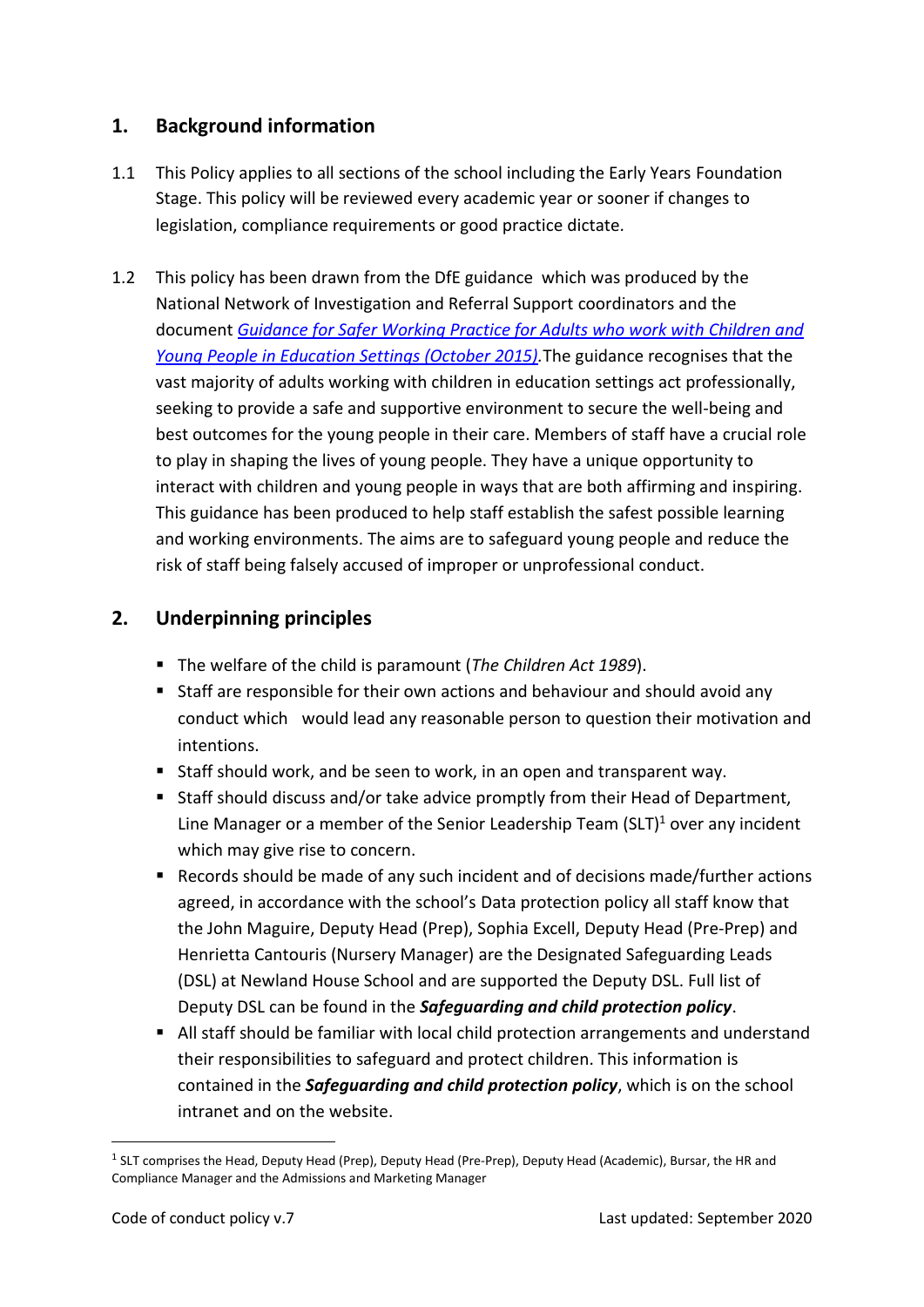## 1. Background information

1.1 This Policy applies to all sections of the school including the Early Years Foundation Stage. This policy will be reviewed every academic year or sooner if changes to legislation, compliance requirements or good practice dictate.

1.2 This policy has been drawn from the DfE guidance which was produced by the National Network of Investigation and Referral Support coordinators and the document *Guidance for Safer Working Practice for Adults who work with Children and Young People in Education Settings (October 2015)*.The guidance recognises that the vast majority of adults working with children in education settings act professionally, seeking to provide a safe and supportive environment to secure the well-being and best outcomes for the young people in their care. Members of staff have a crucial role to play in shaping the lives of young people. They have a unique opportunity to interact with children and young people in ways that are both affirming and inspiring. This guidance has been produced to help staff establish the safest possible learning and working environments. The aims are to safeguard young people and reduce the risk of staff being falsely accused of improper or unprofessional conduct.

## 2. Underpinning principles

- The welfare of the child is paramount (*The Children Act 1989*).
- Staff are responsible for their own actions and behaviour and should avoid any conduct which would lead any reasonable person to question their motivation and intentions.
- Staff should work, and be seen to work, in an open and transparent way.
- Staff should discuss and/or take advice promptly from their Head of Department, Line Manager or a member of the Senior Leadership Team (SLT)[1] over any incident which may give rise to concern.
- Records should be made of any such incident and of decisions made/further actions agreed, in accordance with the school's Data protection policy all staff know that the John Maguire, Deputy Head (Prep), Sophia Excell, Deputy Head (Pre-Prep) and Henrietta Cantouris (Nursery Manager) are the Designated Safeguarding Leads (DSL) at Newland House School and are supported the Deputy DSL. Full list of Deputy DSL can be found in the ***Safeguarding and child protection policy***.
- All staff should be familiar with local child protection arrangements and understand their responsibilities to safeguard and protect children. This information is contained in the ***Safeguarding and child protection policy***, which is on the school intranet and on the website.

[1] SLT comprises the Head, Deputy Head (Prep), Deputy Head (Pre-Prep), Deputy Head (Academic), Bursar, the HR and Compliance Manager and the Admissions and Marketing Manager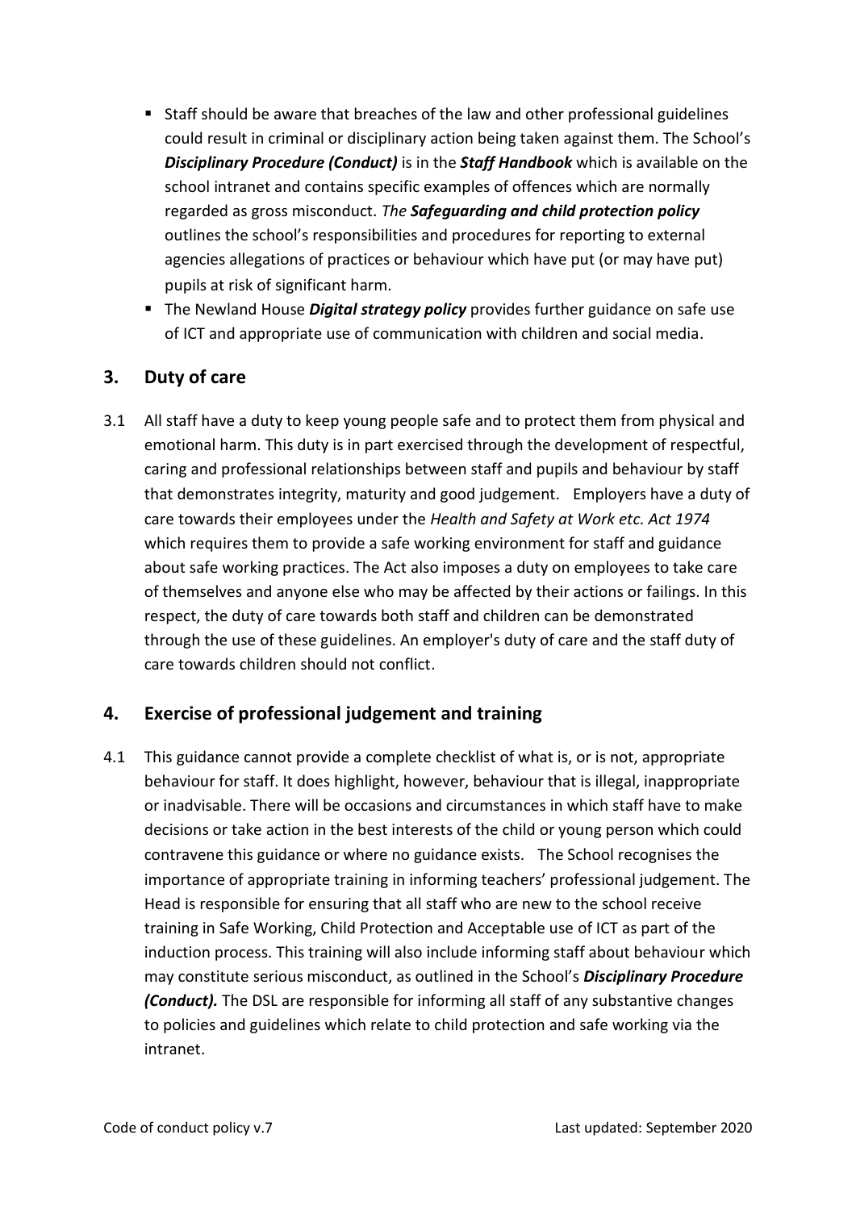- Staff should be aware that breaches of the law and other professional guidelines could result in criminal or disciplinary action being taken against them. The School's ***Disciplinary Procedure (Conduct)*** is in the ***Staff Handbook*** which is available on the school intranet and contains specific examples of offences which are normally regarded as gross misconduct. *The* ***Safeguarding and child protection policy*** outlines the school's responsibilities and procedures for reporting to external agencies allegations of practices or behaviour which have put (or may have put) pupils at risk of significant harm.
- The Newland House ***Digital strategy policy*** provides further guidance on safe use of ICT and appropriate use of communication with children and social media.

## 3. Duty of care

3.1 All staff have a duty to keep young people safe and to protect them from physical and emotional harm. This duty is in part exercised through the development of respectful, caring and professional relationships between staff and pupils and behaviour by staff that demonstrates integrity, maturity and good judgement. Employers have a duty of care towards their employees under the *Health and Safety at Work etc. Act 1974* which requires them to provide a safe working environment for staff and guidance about safe working practices. The Act also imposes a duty on employees to take care of themselves and anyone else who may be affected by their actions or failings. In this respect, the duty of care towards both staff and children can be demonstrated through the use of these guidelines. An employer's duty of care and the staff duty of care towards children should not conflict.

## 4. Exercise of professional judgement and training

4.1 This guidance cannot provide a complete checklist of what is, or is not, appropriate behaviour for staff. It does highlight, however, behaviour that is illegal, inappropriate or inadvisable. There will be occasions and circumstances in which staff have to make decisions or take action in the best interests of the child or young person which could contravene this guidance or where no guidance exists. The School recognises the importance of appropriate training in informing teachers' professional judgement. The Head is responsible for ensuring that all staff who are new to the school receive training in Safe Working, Child Protection and Acceptable use of ICT as part of the induction process. This training will also include informing staff about behaviour which may constitute serious misconduct, as outlined in the School's ***Disciplinary Procedure (Conduct).*** The DSL are responsible for informing all staff of any substantive changes to policies and guidelines which relate to child protection and safe working via the intranet.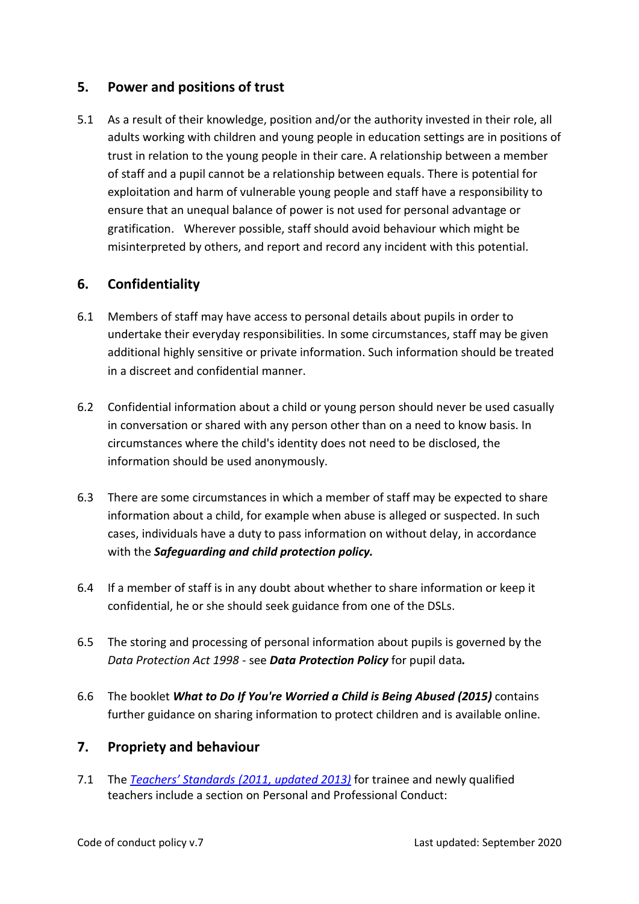## 5. Power and positions of trust

5.1 As a result of their knowledge, position and/or the authority invested in their role, all adults working with children and young people in education settings are in positions of trust in relation to the young people in their care. A relationship between a member of staff and a pupil cannot be a relationship between equals. There is potential for exploitation and harm of vulnerable young people and staff have a responsibility to ensure that an unequal balance of power is not used for personal advantage or gratification. Wherever possible, staff should avoid behaviour which might be misinterpreted by others, and report and record any incident with this potential.

## 6. Confidentiality

6.1 Members of staff may have access to personal details about pupils in order to undertake their everyday responsibilities. In some circumstances, staff may be given additional highly sensitive or private information. Such information should be treated in a discreet and confidential manner.

6.2 Confidential information about a child or young person should never be used casually in conversation or shared with any person other than on a need to know basis. In circumstances where the child's identity does not need to be disclosed, the information should be used anonymously.

6.3 There are some circumstances in which a member of staff may be expected to share information about a child, for example when abuse is alleged or suspected. In such cases, individuals have a duty to pass information on without delay, in accordance with the ***Safeguarding and child protection policy.***

6.4 If a member of staff is in any doubt about whether to share information or keep it confidential, he or she should seek guidance from one of the DSLs.

6.5 The storing and processing of personal information about pupils is governed by the *Data Protection Act 1998* - see ***Data Protection Policy*** for pupil data***.***

6.6 The booklet ***What to Do If You're Worried a Child is Being Abused (2015)*** contains further guidance on sharing information to protect children and is available online.

## 7. Propriety and behaviour

7.1 The *Teachers' Standards (2011, updated 2013)* for trainee and newly qualified teachers include a section on Personal and Professional Conduct: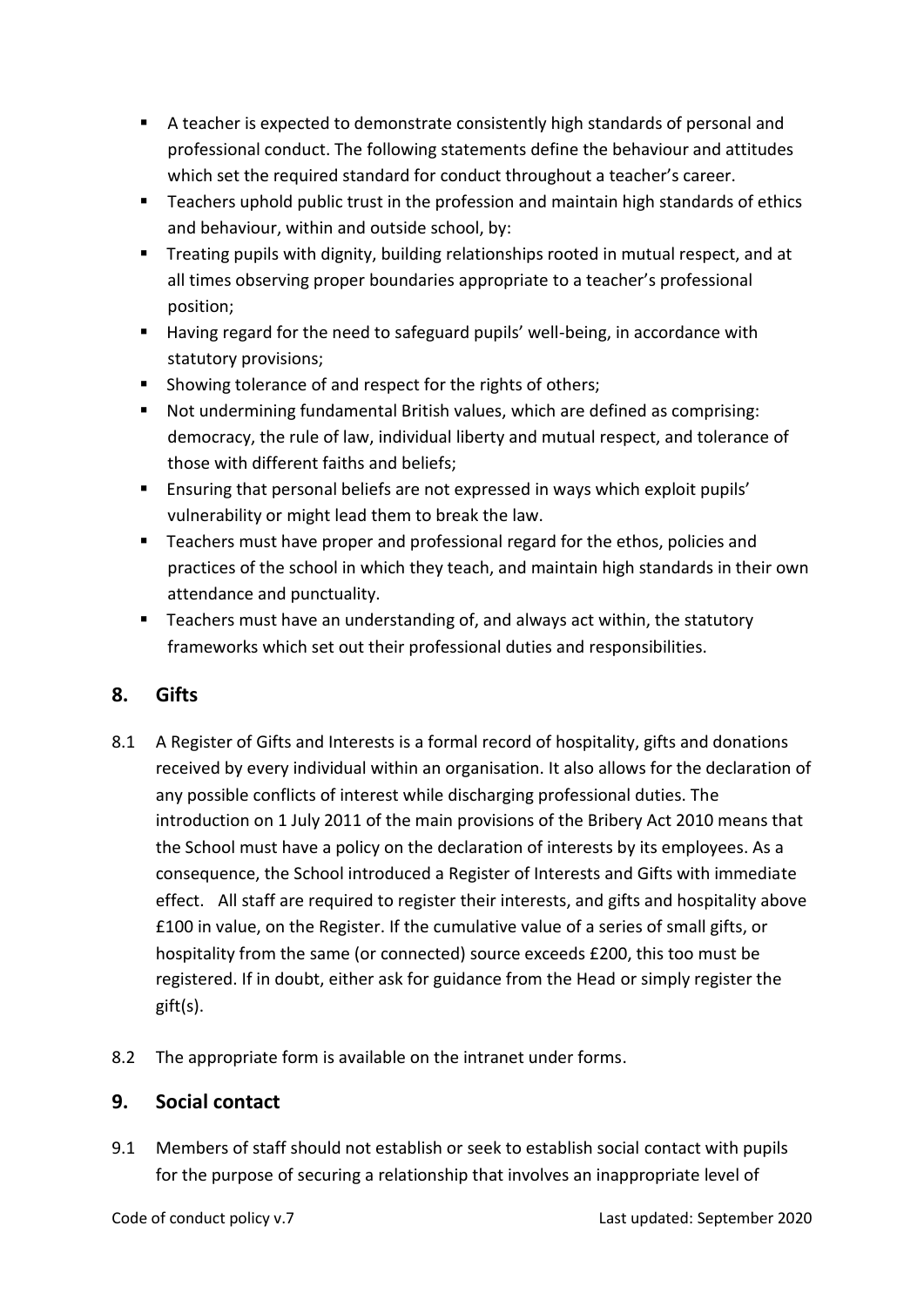- A teacher is expected to demonstrate consistently high standards of personal and professional conduct. The following statements define the behaviour and attitudes which set the required standard for conduct throughout a teacher's career.
- Teachers uphold public trust in the profession and maintain high standards of ethics and behaviour, within and outside school, by:
- Treating pupils with dignity, building relationships rooted in mutual respect, and at all times observing proper boundaries appropriate to a teacher's professional position;
- Having regard for the need to safeguard pupils' well-being, in accordance with statutory provisions;
- Showing tolerance of and respect for the rights of others;
- Not undermining fundamental British values, which are defined as comprising: democracy, the rule of law, individual liberty and mutual respect, and tolerance of those with different faiths and beliefs;
- Ensuring that personal beliefs are not expressed in ways which exploit pupils' vulnerability or might lead them to break the law.
- Teachers must have proper and professional regard for the ethos, policies and practices of the school in which they teach, and maintain high standards in their own attendance and punctuality.
- Teachers must have an understanding of, and always act within, the statutory frameworks which set out their professional duties and responsibilities.

## 8. Gifts

8.1 A Register of Gifts and Interests is a formal record of hospitality, gifts and donations received by every individual within an organisation. It also allows for the declaration of any possible conflicts of interest while discharging professional duties. The introduction on 1 July 2011 of the main provisions of the Bribery Act 2010 means that the School must have a policy on the declaration of interests by its employees. As a consequence, the School introduced a Register of Interests and Gifts with immediate effect. All staff are required to register their interests, and gifts and hospitality above £100 in value, on the Register. If the cumulative value of a series of small gifts, or hospitality from the same (or connected) source exceeds £200, this too must be registered. If in doubt, either ask for guidance from the Head or simply register the gift(s).

8.2 The appropriate form is available on the intranet under forms.

## 9. Social contact

9.1 Members of staff should not establish or seek to establish social contact with pupils for the purpose of securing a relationship that involves an inappropriate level of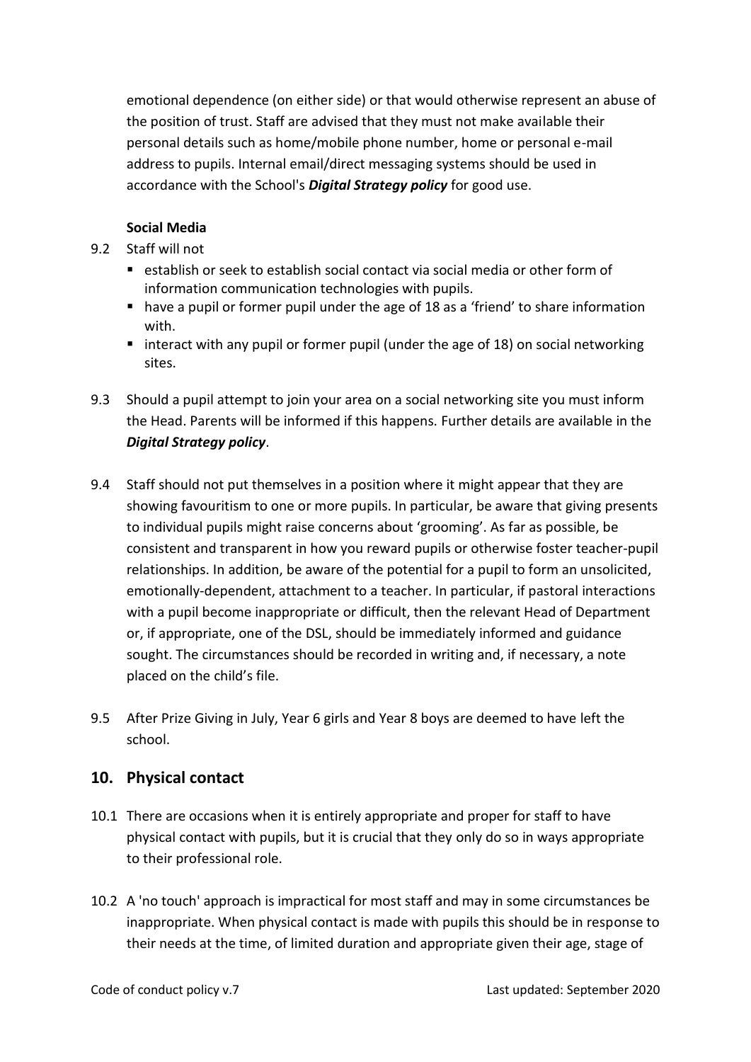emotional dependence (on either side) or that would otherwise represent an abuse of the position of trust. Staff are advised that they must not make available their personal details such as home/mobile phone number, home or personal e-mail address to pupils. Internal email/direct messaging systems should be used in accordance with the School's ***Digital Strategy policy*** for good use.

**Social Media**

9.2 Staff will not

- establish or seek to establish social contact via social media or other form of information communication technologies with pupils.
- have a pupil or former pupil under the age of 18 as a 'friend' to share information with.
- interact with any pupil or former pupil (under the age of 18) on social networking sites.

9.3 Should a pupil attempt to join your area on a social networking site you must inform the Head. Parents will be informed if this happens. Further details are available in the ***Digital Strategy policy***.

9.4 Staff should not put themselves in a position where it might appear that they are showing favouritism to one or more pupils. In particular, be aware that giving presents to individual pupils might raise concerns about 'grooming'. As far as possible, be consistent and transparent in how you reward pupils or otherwise foster teacher-pupil relationships. In addition, be aware of the potential for a pupil to form an unsolicited, emotionally-dependent, attachment to a teacher. In particular, if pastoral interactions with a pupil become inappropriate or difficult, then the relevant Head of Department or, if appropriate, one of the DSL, should be immediately informed and guidance sought. The circumstances should be recorded in writing and, if necessary, a note placed on the child's file.

9.5 After Prize Giving in July, Year 6 girls and Year 8 boys are deemed to have left the school.

## 10. Physical contact

10.1 There are occasions when it is entirely appropriate and proper for staff to have physical contact with pupils, but it is crucial that they only do so in ways appropriate to their professional role.

10.2 A 'no touch' approach is impractical for most staff and may in some circumstances be inappropriate. When physical contact is made with pupils this should be in response to their needs at the time, of limited duration and appropriate given their age, stage of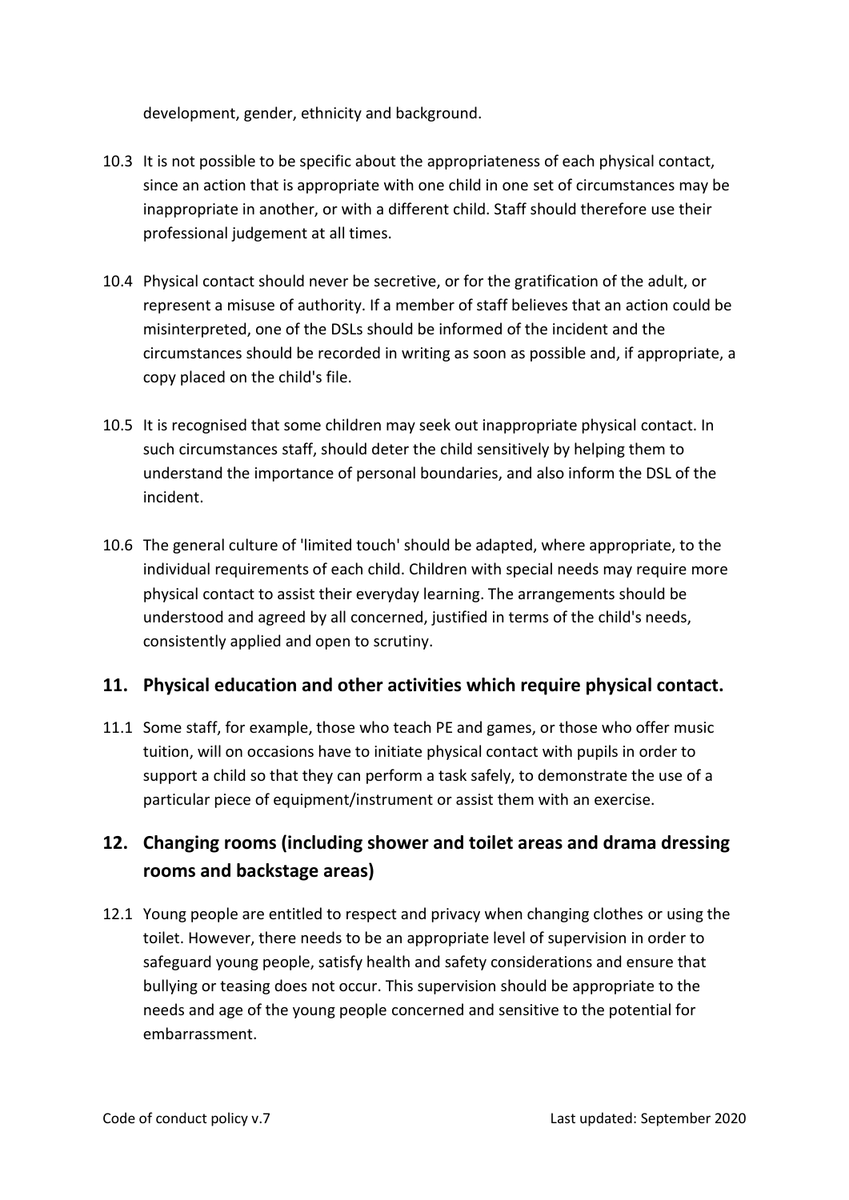development, gender, ethnicity and background.

10.3 It is not possible to be specific about the appropriateness of each physical contact, since an action that is appropriate with one child in one set of circumstances may be inappropriate in another, or with a different child. Staff should therefore use their professional judgement at all times.

10.4 Physical contact should never be secretive, or for the gratification of the adult, or represent a misuse of authority. If a member of staff believes that an action could be misinterpreted, one of the DSLs should be informed of the incident and the circumstances should be recorded in writing as soon as possible and, if appropriate, a copy placed on the child's file.

10.5 It is recognised that some children may seek out inappropriate physical contact. In such circumstances staff, should deter the child sensitively by helping them to understand the importance of personal boundaries, and also inform the DSL of the incident.

10.6 The general culture of 'limited touch' should be adapted, where appropriate, to the individual requirements of each child. Children with special needs may require more physical contact to assist their everyday learning. The arrangements should be understood and agreed by all concerned, justified in terms of the child's needs, consistently applied and open to scrutiny.

## 11. Physical education and other activities which require physical contact.

11.1 Some staff, for example, those who teach PE and games, or those who offer music tuition, will on occasions have to initiate physical contact with pupils in order to support a child so that they can perform a task safely, to demonstrate the use of a particular piece of equipment/instrument or assist them with an exercise.

## 12. Changing rooms (including shower and toilet areas and drama dressing rooms and backstage areas)

12.1 Young people are entitled to respect and privacy when changing clothes or using the toilet. However, there needs to be an appropriate level of supervision in order to safeguard young people, satisfy health and safety considerations and ensure that bullying or teasing does not occur. This supervision should be appropriate to the needs and age of the young people concerned and sensitive to the potential for embarrassment.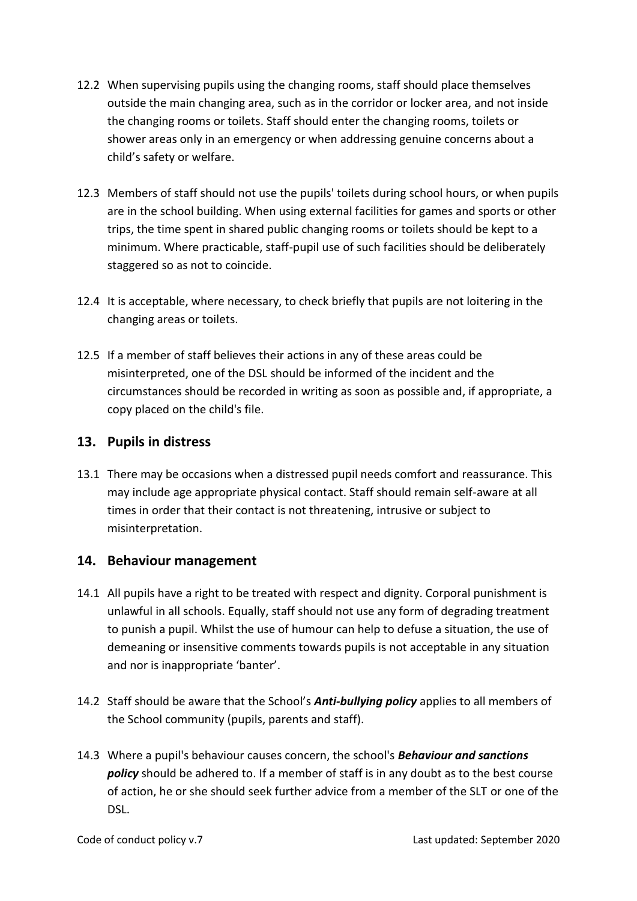12.2 When supervising pupils using the changing rooms, staff should place themselves outside the main changing area, such as in the corridor or locker area, and not inside the changing rooms or toilets. Staff should enter the changing rooms, toilets or shower areas only in an emergency or when addressing genuine concerns about a child's safety or welfare.

12.3 Members of staff should not use the pupils' toilets during school hours, or when pupils are in the school building. When using external facilities for games and sports or other trips, the time spent in shared public changing rooms or toilets should be kept to a minimum. Where practicable, staff-pupil use of such facilities should be deliberately staggered so as not to coincide.

12.4 It is acceptable, where necessary, to check briefly that pupils are not loitering in the changing areas or toilets.

12.5 If a member of staff believes their actions in any of these areas could be misinterpreted, one of the DSL should be informed of the incident and the circumstances should be recorded in writing as soon as possible and, if appropriate, a copy placed on the child's file.

## 13. Pupils in distress

13.1 There may be occasions when a distressed pupil needs comfort and reassurance. This may include age appropriate physical contact. Staff should remain self-aware at all times in order that their contact is not threatening, intrusive or subject to misinterpretation.

## 14. Behaviour management

14.1 All pupils have a right to be treated with respect and dignity. Corporal punishment is unlawful in all schools. Equally, staff should not use any form of degrading treatment to punish a pupil. Whilst the use of humour can help to defuse a situation, the use of demeaning or insensitive comments towards pupils is not acceptable in any situation and nor is inappropriate 'banter'.

14.2 Staff should be aware that the School's ***Anti-bullying policy*** applies to all members of the School community (pupils, parents and staff).

14.3 Where a pupil's behaviour causes concern, the school's ***Behaviour and sanctions policy*** should be adhered to. If a member of staff is in any doubt as to the best course of action, he or she should seek further advice from a member of the SLT or one of the DSL.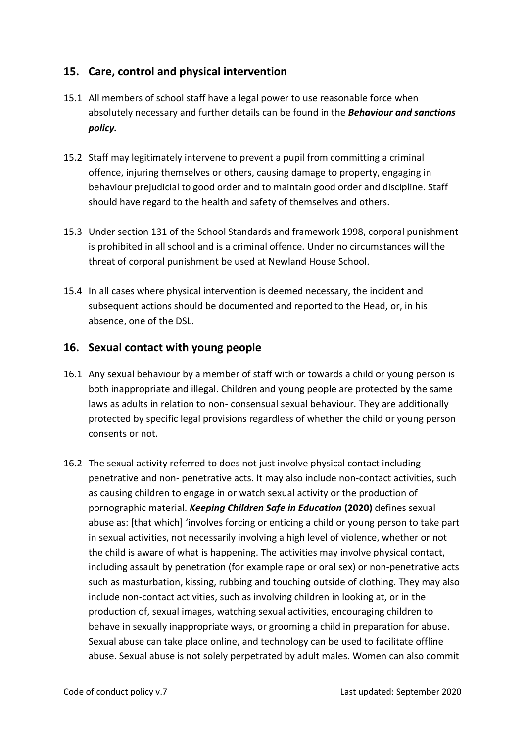## 15. Care, control and physical intervention

15.1 All members of school staff have a legal power to use reasonable force when absolutely necessary and further details can be found in the ***Behaviour and sanctions policy.***

15.2 Staff may legitimately intervene to prevent a pupil from committing a criminal offence, injuring themselves or others, causing damage to property, engaging in behaviour prejudicial to good order and to maintain good order and discipline. Staff should have regard to the health and safety of themselves and others.

15.3 Under section 131 of the School Standards and framework 1998, corporal punishment is prohibited in all school and is a criminal offence. Under no circumstances will the threat of corporal punishment be used at Newland House School.

15.4 In all cases where physical intervention is deemed necessary, the incident and subsequent actions should be documented and reported to the Head, or, in his absence, one of the DSL.

## 16. Sexual contact with young people

16.1 Any sexual behaviour by a member of staff with or towards a child or young person is both inappropriate and illegal. Children and young people are protected by the same laws as adults in relation to non- consensual sexual behaviour. They are additionally protected by specific legal provisions regardless of whether the child or young person consents or not.

16.2 The sexual activity referred to does not just involve physical contact including penetrative and non- penetrative acts. It may also include non-contact activities, such as causing children to engage in or watch sexual activity or the production of pornographic material. ***Keeping Children Safe in Education*** **(2020)** defines sexual abuse as: [that which] 'involves forcing or enticing a child or young person to take part in sexual activities, not necessarily involving a high level of violence, whether or not the child is aware of what is happening. The activities may involve physical contact, including assault by penetration (for example rape or oral sex) or non-penetrative acts such as masturbation, kissing, rubbing and touching outside of clothing. They may also include non-contact activities, such as involving children in looking at, or in the production of, sexual images, watching sexual activities, encouraging children to behave in sexually inappropriate ways, or grooming a child in preparation for abuse. Sexual abuse can take place online, and technology can be used to facilitate offline abuse. Sexual abuse is not solely perpetrated by adult males. Women can also commit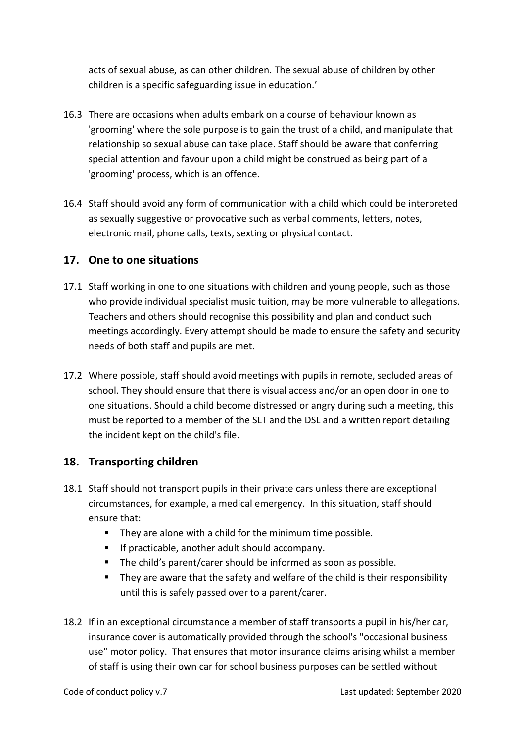acts of sexual abuse, as can other children. The sexual abuse of children by other children is a specific safeguarding issue in education.'

16.3 There are occasions when adults embark on a course of behaviour known as 'grooming' where the sole purpose is to gain the trust of a child, and manipulate that relationship so sexual abuse can take place. Staff should be aware that conferring special attention and favour upon a child might be construed as being part of a 'grooming' process, which is an offence.

16.4 Staff should avoid any form of communication with a child which could be interpreted as sexually suggestive or provocative such as verbal comments, letters, notes, electronic mail, phone calls, texts, sexting or physical contact.

## 17. One to one situations

17.1 Staff working in one to one situations with children and young people, such as those who provide individual specialist music tuition, may be more vulnerable to allegations. Teachers and others should recognise this possibility and plan and conduct such meetings accordingly. Every attempt should be made to ensure the safety and security needs of both staff and pupils are met.

17.2 Where possible, staff should avoid meetings with pupils in remote, secluded areas of school. They should ensure that there is visual access and/or an open door in one to one situations. Should a child become distressed or angry during such a meeting, this must be reported to a member of the SLT and the DSL and a written report detailing the incident kept on the child's file.

## 18. Transporting children

18.1 Staff should not transport pupils in their private cars unless there are exceptional circumstances, for example, a medical emergency. In this situation, staff should ensure that:

- They are alone with a child for the minimum time possible.
- If practicable, another adult should accompany.
- The child's parent/carer should be informed as soon as possible.
- They are aware that the safety and welfare of the child is their responsibility until this is safely passed over to a parent/carer.

18.2 If in an exceptional circumstance a member of staff transports a pupil in his/her car, insurance cover is automatically provided through the school's "occasional business use" motor policy. That ensures that motor insurance claims arising whilst a member of staff is using their own car for school business purposes can be settled without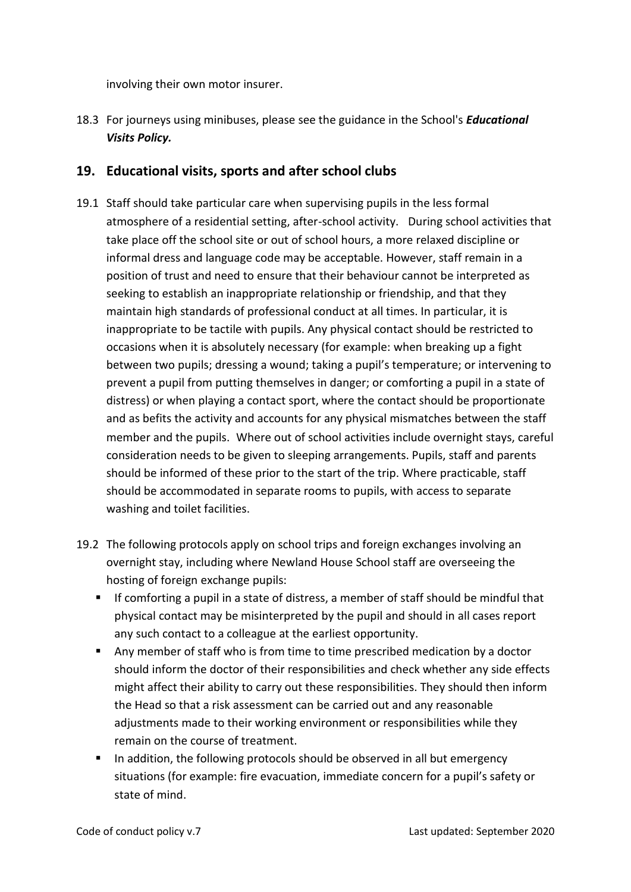involving their own motor insurer.

18.3 For journeys using minibuses, please see the guidance in the School's ***Educational Visits Policy.***

## 19. Educational visits, sports and after school clubs

19.1 Staff should take particular care when supervising pupils in the less formal atmosphere of a residential setting, after-school activity. During school activities that take place off the school site or out of school hours, a more relaxed discipline or informal dress and language code may be acceptable. However, staff remain in a position of trust and need to ensure that their behaviour cannot be interpreted as seeking to establish an inappropriate relationship or friendship, and that they maintain high standards of professional conduct at all times. In particular, it is inappropriate to be tactile with pupils. Any physical contact should be restricted to occasions when it is absolutely necessary (for example: when breaking up a fight between two pupils; dressing a wound; taking a pupil's temperature; or intervening to prevent a pupil from putting themselves in danger; or comforting a pupil in a state of distress) or when playing a contact sport, where the contact should be proportionate and as befits the activity and accounts for any physical mismatches between the staff member and the pupils. Where out of school activities include overnight stays, careful consideration needs to be given to sleeping arrangements. Pupils, staff and parents should be informed of these prior to the start of the trip. Where practicable, staff should be accommodated in separate rooms to pupils, with access to separate washing and toilet facilities.

19.2 The following protocols apply on school trips and foreign exchanges involving an overnight stay, including where Newland House School staff are overseeing the hosting of foreign exchange pupils:

- If comforting a pupil in a state of distress, a member of staff should be mindful that physical contact may be misinterpreted by the pupil and should in all cases report any such contact to a colleague at the earliest opportunity.
- Any member of staff who is from time to time prescribed medication by a doctor should inform the doctor of their responsibilities and check whether any side effects might affect their ability to carry out these responsibilities. They should then inform the Head so that a risk assessment can be carried out and any reasonable adjustments made to their working environment or responsibilities while they remain on the course of treatment.
- In addition, the following protocols should be observed in all but emergency situations (for example: fire evacuation, immediate concern for a pupil's safety or state of mind.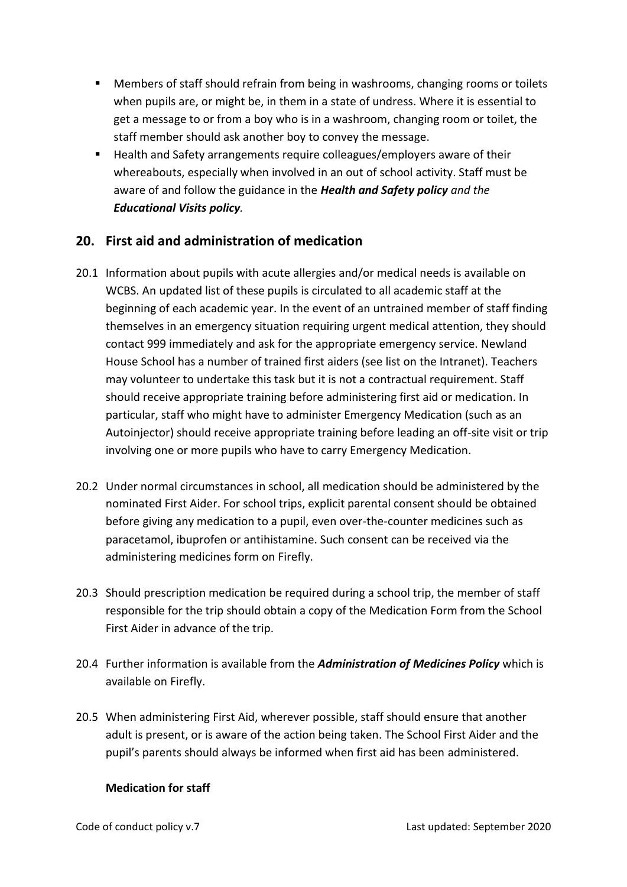- Members of staff should refrain from being in washrooms, changing rooms or toilets when pupils are, or might be, in them in a state of undress. Where it is essential to get a message to or from a boy who is in a washroom, changing room or toilet, the staff member should ask another boy to convey the message.
- Health and Safety arrangements require colleagues/employers aware of their whereabouts, especially when involved in an out of school activity. Staff must be aware of and follow the guidance in the ***Health and Safety policy*** *and the* ***Educational Visits policy****.*

## 20. First aid and administration of medication

20.1 Information about pupils with acute allergies and/or medical needs is available on WCBS. An updated list of these pupils is circulated to all academic staff at the beginning of each academic year. In the event of an untrained member of staff finding themselves in an emergency situation requiring urgent medical attention, they should contact 999 immediately and ask for the appropriate emergency service. Newland House School has a number of trained first aiders (see list on the Intranet). Teachers may volunteer to undertake this task but it is not a contractual requirement. Staff should receive appropriate training before administering first aid or medication. In particular, staff who might have to administer Emergency Medication (such as an Autoinjector) should receive appropriate training before leading an off-site visit or trip involving one or more pupils who have to carry Emergency Medication.

20.2 Under normal circumstances in school, all medication should be administered by the nominated First Aider. For school trips, explicit parental consent should be obtained before giving any medication to a pupil, even over-the-counter medicines such as paracetamol, ibuprofen or antihistamine. Such consent can be received via the administering medicines form on Firefly.

20.3 Should prescription medication be required during a school trip, the member of staff responsible for the trip should obtain a copy of the Medication Form from the School First Aider in advance of the trip.

20.4 Further information is available from the ***Administration of Medicines Policy*** which is available on Firefly.

20.5 When administering First Aid, wherever possible, staff should ensure that another adult is present, or is aware of the action being taken. The School First Aider and the pupil's parents should always be informed when first aid has been administered.

**Medication for staff**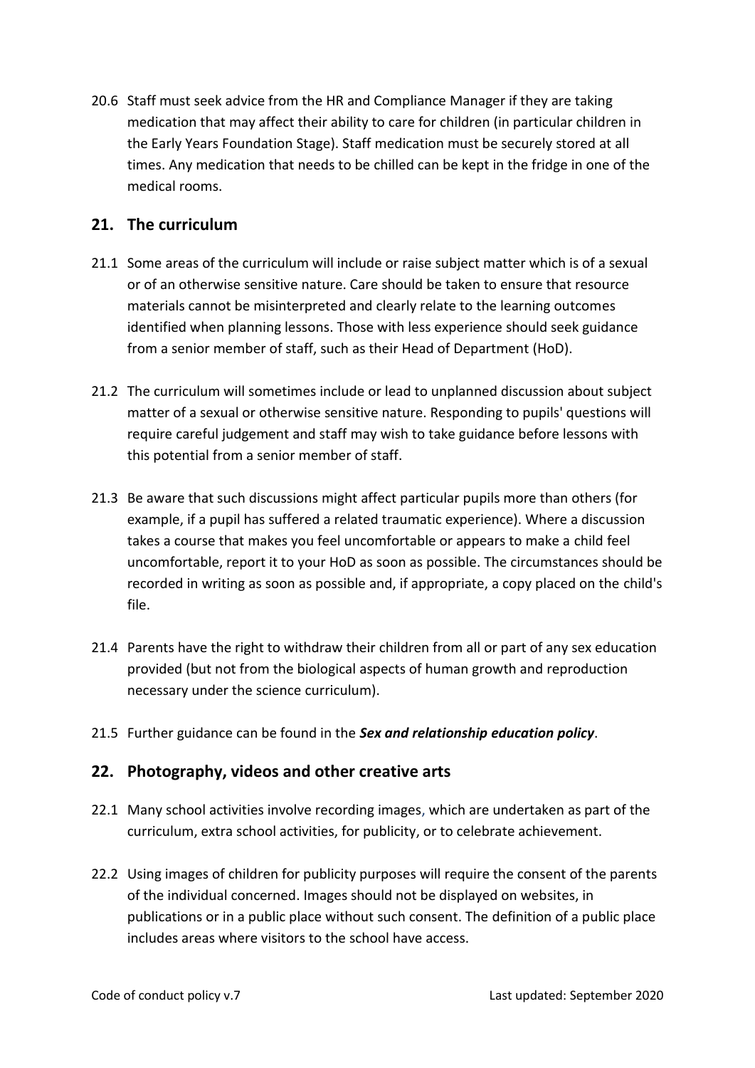20.6 Staff must seek advice from the HR and Compliance Manager if they are taking medication that may affect their ability to care for children (in particular children in the Early Years Foundation Stage). Staff medication must be securely stored at all times. Any medication that needs to be chilled can be kept in the fridge in one of the medical rooms.

## 21. The curriculum

21.1 Some areas of the curriculum will include or raise subject matter which is of a sexual or of an otherwise sensitive nature. Care should be taken to ensure that resource materials cannot be misinterpreted and clearly relate to the learning outcomes identified when planning lessons. Those with less experience should seek guidance from a senior member of staff, such as their Head of Department (HoD).

21.2 The curriculum will sometimes include or lead to unplanned discussion about subject matter of a sexual or otherwise sensitive nature. Responding to pupils' questions will require careful judgement and staff may wish to take guidance before lessons with this potential from a senior member of staff.

21.3 Be aware that such discussions might affect particular pupils more than others (for example, if a pupil has suffered a related traumatic experience). Where a discussion takes a course that makes you feel uncomfortable or appears to make a child feel uncomfortable, report it to your HoD as soon as possible. The circumstances should be recorded in writing as soon as possible and, if appropriate, a copy placed on the child's file.

21.4 Parents have the right to withdraw their children from all or part of any sex education provided (but not from the biological aspects of human growth and reproduction necessary under the science curriculum).

21.5 Further guidance can be found in the ***Sex and relationship education policy***.

## 22. Photography, videos and other creative arts

22.1 Many school activities involve recording images, which are undertaken as part of the curriculum, extra school activities, for publicity, or to celebrate achievement.

22.2 Using images of children for publicity purposes will require the consent of the parents of the individual concerned. Images should not be displayed on websites, in publications or in a public place without such consent. The definition of a public place includes areas where visitors to the school have access.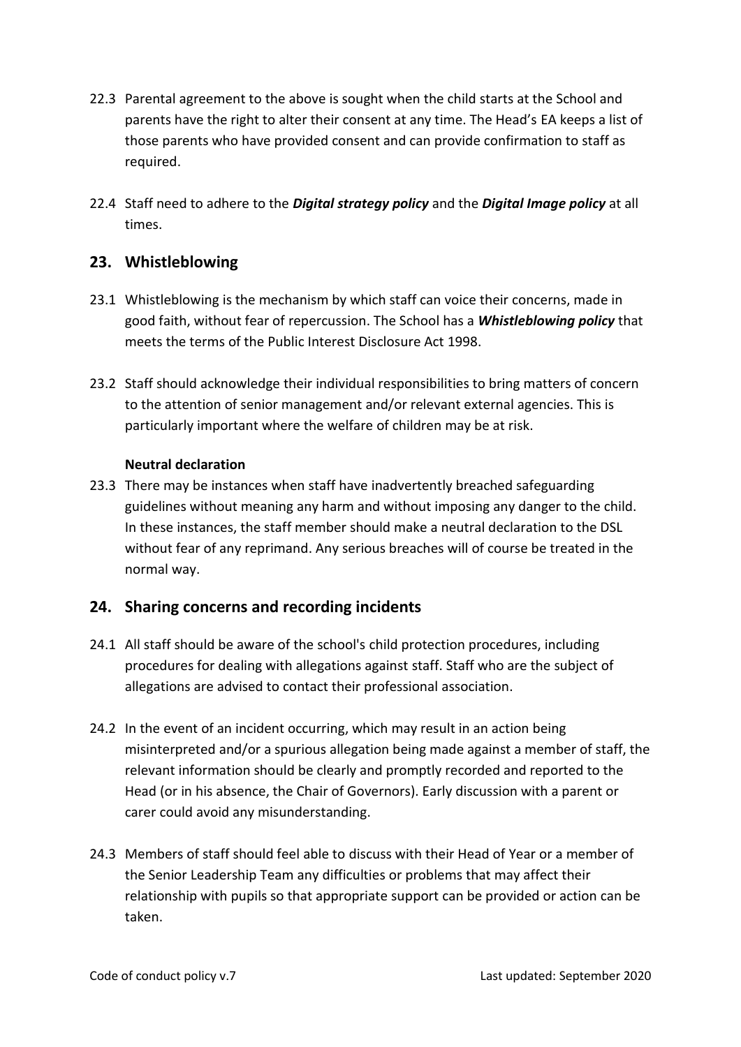22.3 Parental agreement to the above is sought when the child starts at the School and parents have the right to alter their consent at any time. The Head's EA keeps a list of those parents who have provided consent and can provide confirmation to staff as required.

22.4 Staff need to adhere to the ***Digital strategy policy*** and the ***Digital Image policy*** at all times.

## 23. Whistleblowing

23.1 Whistleblowing is the mechanism by which staff can voice their concerns, made in good faith, without fear of repercussion. The School has a ***Whistleblowing policy*** that meets the terms of the Public Interest Disclosure Act 1998.

23.2 Staff should acknowledge their individual responsibilities to bring matters of concern to the attention of senior management and/or relevant external agencies. This is particularly important where the welfare of children may be at risk.

**Neutral declaration**

23.3 There may be instances when staff have inadvertently breached safeguarding guidelines without meaning any harm and without imposing any danger to the child. In these instances, the staff member should make a neutral declaration to the DSL without fear of any reprimand. Any serious breaches will of course be treated in the normal way.

## 24. Sharing concerns and recording incidents

24.1 All staff should be aware of the school's child protection procedures, including procedures for dealing with allegations against staff. Staff who are the subject of allegations are advised to contact their professional association.

24.2 In the event of an incident occurring, which may result in an action being misinterpreted and/or a spurious allegation being made against a member of staff, the relevant information should be clearly and promptly recorded and reported to the Head (or in his absence, the Chair of Governors). Early discussion with a parent or carer could avoid any misunderstanding.

24.3 Members of staff should feel able to discuss with their Head of Year or a member of the Senior Leadership Team any difficulties or problems that may affect their relationship with pupils so that appropriate support can be provided or action can be taken.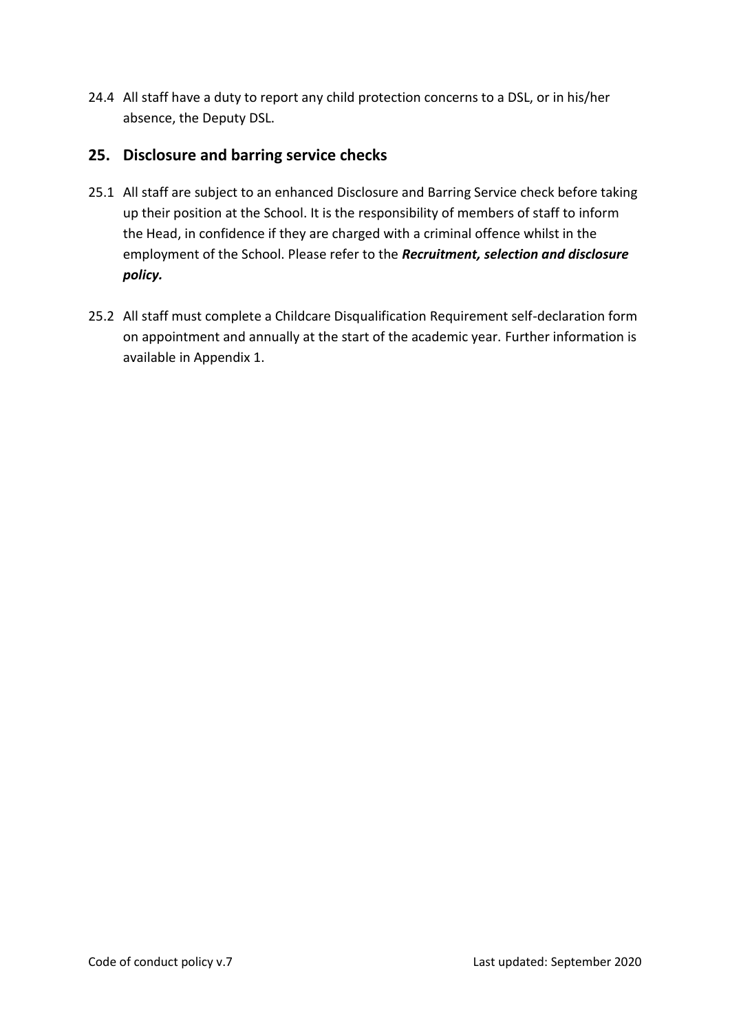24.4 All staff have a duty to report any child protection concerns to a DSL, or in his/her absence, the Deputy DSL.

## 25. Disclosure and barring service checks

25.1 All staff are subject to an enhanced Disclosure and Barring Service check before taking up their position at the School. It is the responsibility of members of staff to inform the Head, in confidence if they are charged with a criminal offence whilst in the employment of the School. Please refer to the ***Recruitment, selection and disclosure policy.***

25.2 All staff must complete a Childcare Disqualification Requirement self-declaration form on appointment and annually at the start of the academic year. Further information is available in Appendix 1.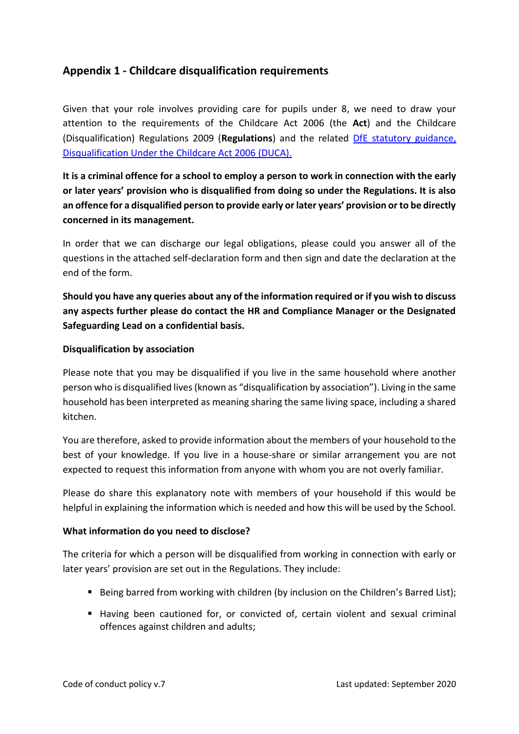## Appendix 1 - Childcare disqualification requirements

Given that your role involves providing care for pupils under 8, we need to draw your attention to the requirements of the Childcare Act 2006 (the **Act**) and the Childcare (Disqualification) Regulations 2009 (**Regulations**) and the related [DfE statutory guidance, Disqualification Under the Childcare Act 2006 (DUCA).]()

**It is a criminal offence for a school to employ a person to work in connection with the early or later years' provision who is disqualified from doing so under the Regulations. It is also an offence for a disqualified person to provide early or later years' provision or to be directly concerned in its management.**

In order that we can discharge our legal obligations, please could you answer all of the questions in the attached self-declaration form and then sign and date the declaration at the end of the form.

**Should you have any queries about any of the information required or if you wish to discuss any aspects further please do contact the HR and Compliance Manager or the Designated Safeguarding Lead on a confidential basis.**

**Disqualification by association**

Please note that you may be disqualified if you live in the same household where another person who is disqualified lives (known as "disqualification by association"). Living in the same household has been interpreted as meaning sharing the same living space, including a shared kitchen.

You are therefore, asked to provide information about the members of your household to the best of your knowledge. If you live in a house-share or similar arrangement you are not expected to request this information from anyone with whom you are not overly familiar.

Please do share this explanatory note with members of your household if this would be helpful in explaining the information which is needed and how this will be used by the School.

**What information do you need to disclose?**

The criteria for which a person will be disqualified from working in connection with early or later years' provision are set out in the Regulations. They include:

- Being barred from working with children (by inclusion on the Children's Barred List);
- Having been cautioned for, or convicted of, certain violent and sexual criminal offences against children and adults;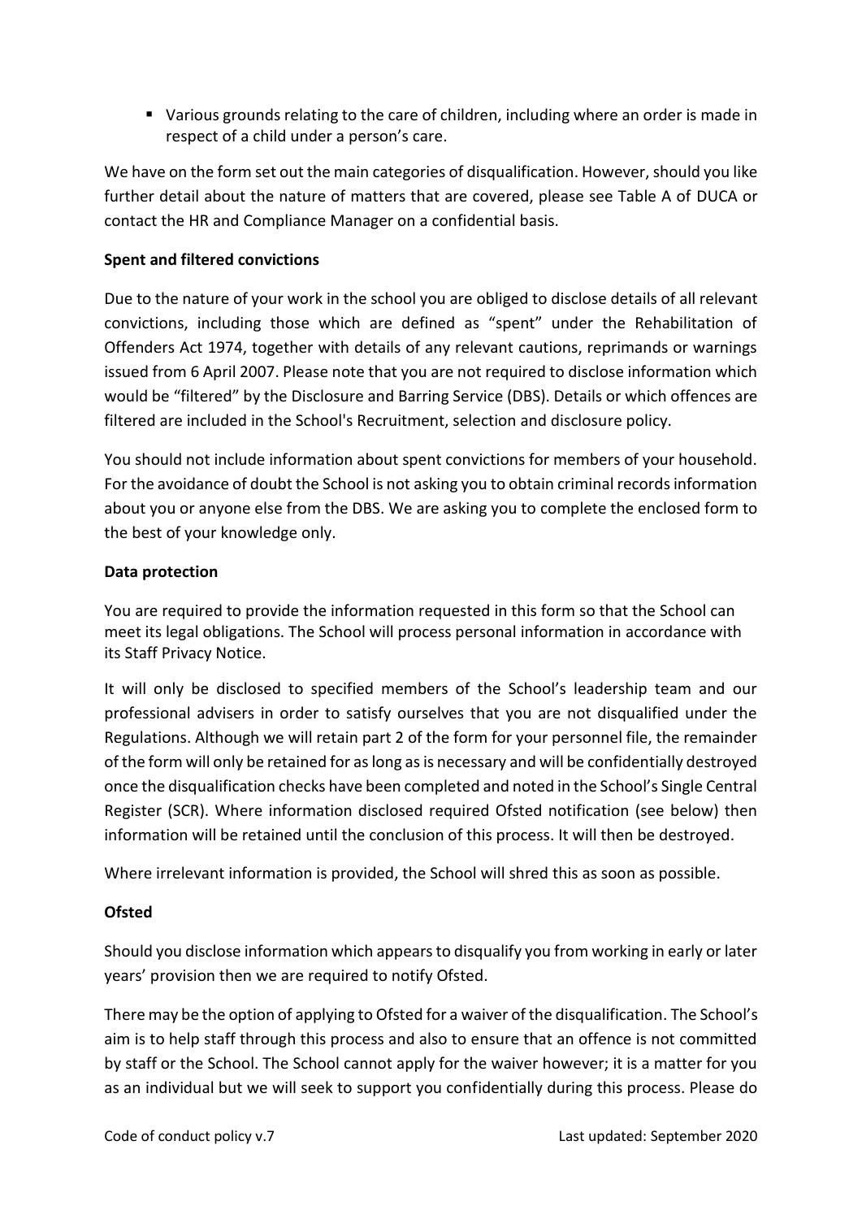- Various grounds relating to the care of children, including where an order is made in respect of a child under a person's care.

We have on the form set out the main categories of disqualification. However, should you like further detail about the nature of matters that are covered, please see Table A of DUCA or contact the HR and Compliance Manager on a confidential basis.

**Spent and filtered convictions**

Due to the nature of your work in the school you are obliged to disclose details of all relevant convictions, including those which are defined as "spent" under the Rehabilitation of Offenders Act 1974, together with details of any relevant cautions, reprimands or warnings issued from 6 April 2007. Please note that you are not required to disclose information which would be "filtered" by the Disclosure and Barring Service (DBS). Details or which offences are filtered are included in the School's Recruitment, selection and disclosure policy.

You should not include information about spent convictions for members of your household. For the avoidance of doubt the School is not asking you to obtain criminal records information about you or anyone else from the DBS. We are asking you to complete the enclosed form to the best of your knowledge only.

**Data protection**

You are required to provide the information requested in this form so that the School can meet its legal obligations. The School will process personal information in accordance with its Staff Privacy Notice.

It will only be disclosed to specified members of the School's leadership team and our professional advisers in order to satisfy ourselves that you are not disqualified under the Regulations. Although we will retain part 2 of the form for your personnel file, the remainder of the form will only be retained for as long as is necessary and will be confidentially destroyed once the disqualification checks have been completed and noted in the School's Single Central Register (SCR). Where information disclosed required Ofsted notification (see below) then information will be retained until the conclusion of this process. It will then be destroyed.

Where irrelevant information is provided, the School will shred this as soon as possible.

**Ofsted**

Should you disclose information which appears to disqualify you from working in early or later years' provision then we are required to notify Ofsted.

There may be the option of applying to Ofsted for a waiver of the disqualification. The School's aim is to help staff through this process and also to ensure that an offence is not committed by staff or the School. The School cannot apply for the waiver however; it is a matter for you as an individual but we will seek to support you confidentially during this process. Please do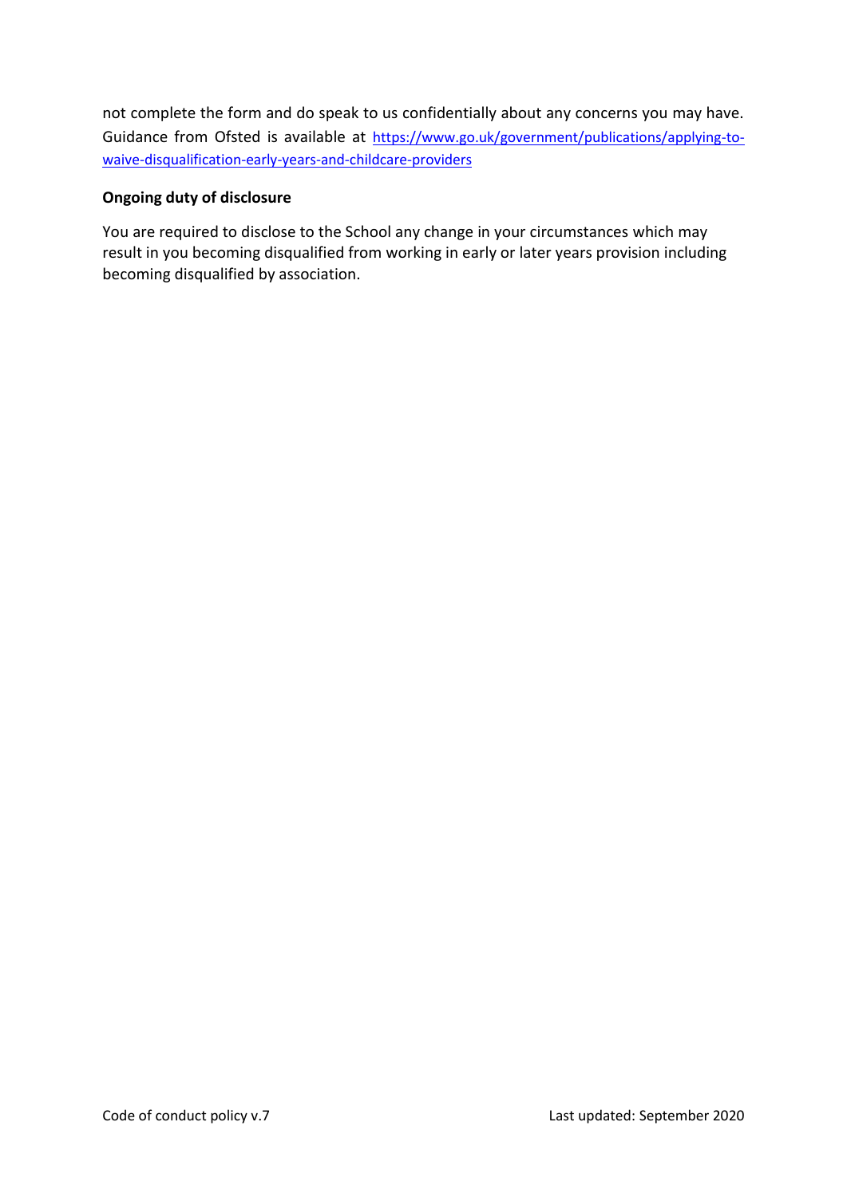not complete the form and do speak to us confidentially about any concerns you may have. Guidance from Ofsted is available at https://www.go.uk/government/publications/applying-to-waive-disqualification-early-years-and-childcare-providers

**Ongoing duty of disclosure**

You are required to disclose to the School any change in your circumstances which may result in you becoming disqualified from working in early or later years provision including becoming disqualified by association.